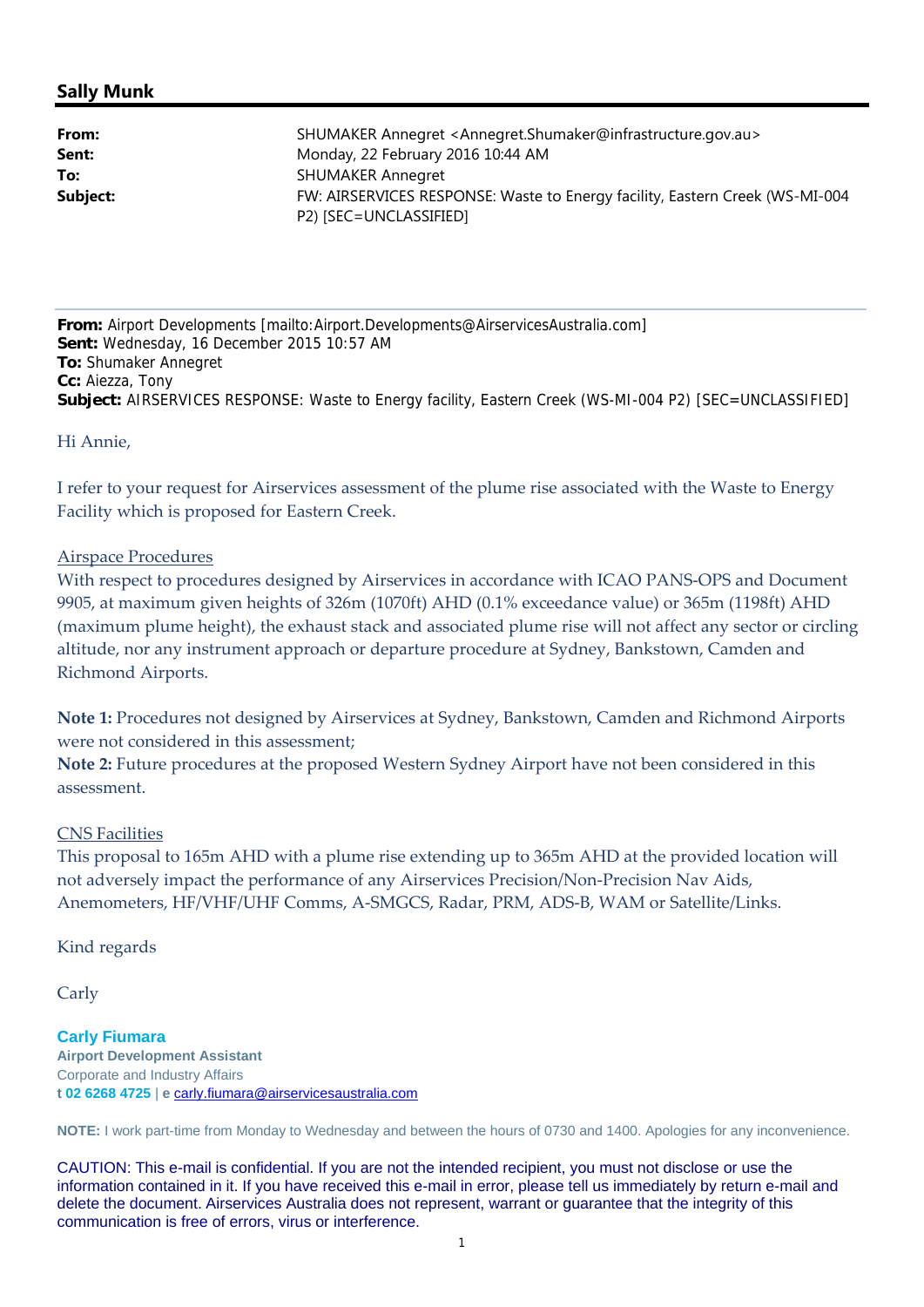## Sally Munk

| | |
|---|---|
| **From:** | SHUMAKER Annegret <Annegret.Shumaker@infrastructure.gov.au> |
| **Sent:** | Monday, 22 February 2016 10:44 AM |
| **To:** | SHUMAKER Annegret |
| **Subject:** | FW: AIRSERVICES RESPONSE: Waste to Energy facility, Eastern Creek (WS-MI-004 P2) [SEC=UNCLASSIFIED] |

---

**From:** Airport Developments [mailto:Airport.Developments@AirservicesAustralia.com]
**Sent:** Wednesday, 16 December 2015 10:57 AM
**To:** Shumaker Annegret
**Cc:** Aiezza, Tony
**Subject:** AIRSERVICES RESPONSE: Waste to Energy facility, Eastern Creek (WS-MI-004 P2) [SEC=UNCLASSIFIED]

Hi Annie,

I refer to your request for Airservices assessment of the plume rise associated with the Waste to Energy Facility which is proposed for Eastern Creek.

Airspace Procedures

With respect to procedures designed by Airservices in accordance with ICAO PANS-OPS and Document 9905, at maximum given heights of 326m (1070ft) AHD (0.1% exceedance value) or 365m (1198ft) AHD (maximum plume height), the exhaust stack and associated plume rise will not affect any sector or circling altitude, nor any instrument approach or departure procedure at Sydney, Bankstown, Camden and Richmond Airports.

**Note 1:** Procedures not designed by Airservices at Sydney, Bankstown, Camden and Richmond Airports were not considered in this assessment;
**Note 2:** Future procedures at the proposed Western Sydney Airport have not been considered in this assessment.

CNS Facilities

This proposal to 165m AHD with a plume rise extending up to 365m AHD at the provided location will not adversely impact the performance of any Airservices Precision/Non-Precision Nav Aids, Anemometers, HF/VHF/UHF Comms, A-SMGCS, Radar, PRM, ADS-B, WAM or Satellite/Links.

Kind regards

Carly

**Carly Fiumara**
**Airport Development Assistant**
Corporate and Industry Affairs
**t 02 6268 4725** | **e** carly.fiumara@airservicesaustralia.com

**NOTE:** I work part-time from Monday to Wednesday and between the hours of 0730 and 1400. Apologies for any inconvenience.

CAUTION: This e-mail is confidential. If you are not the intended recipient, you must not disclose or use the information contained in it. If you have received this e-mail in error, please tell us immediately by return e-mail and delete the document. Airservices Australia does not represent, warrant or guarantee that the integrity of this communication is free of errors, virus or interference.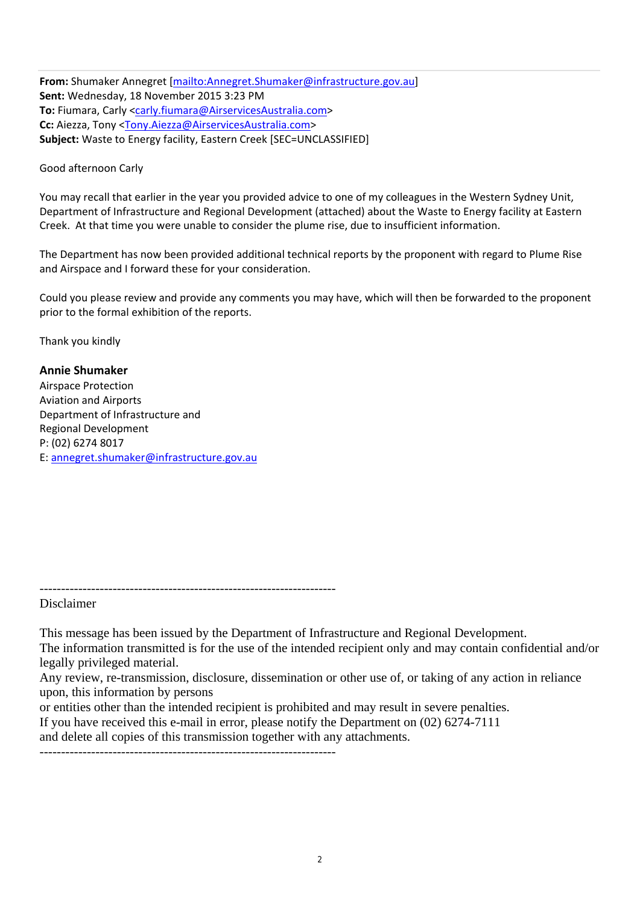**From:** Shumaker Annegret [mailto:Annegret.Shumaker@infrastructure.gov.au]
**Sent:** Wednesday, 18 November 2015 3:23 PM
**To:** Fiumara, Carly <carly.fiumara@AirservicesAustralia.com>
**Cc:** Aiezza, Tony <Tony.Aiezza@AirservicesAustralia.com>
**Subject:** Waste to Energy facility, Eastern Creek [SEC=UNCLASSIFIED]

Good afternoon Carly

You may recall that earlier in the year you provided advice to one of my colleagues in the Western Sydney Unit, Department of Infrastructure and Regional Development (attached) about the Waste to Energy facility at Eastern Creek. At that time you were unable to consider the plume rise, due to insufficient information.

The Department has now been provided additional technical reports by the proponent with regard to Plume Rise and Airspace and I forward these for your consideration.

Could you please review and provide any comments you may have, which will then be forwarded to the proponent prior to the formal exhibition of the reports.

Thank you kindly

**Annie Shumaker**
Airspace Protection
Aviation and Airports
Department of Infrastructure and
Regional Development
P: (02) 6274 8017
E: annegret.shumaker@infrastructure.gov.au

--------------------------------------------------------------------
Disclaimer

This message has been issued by the Department of Infrastructure and Regional Development.
The information transmitted is for the use of the intended recipient only and may contain confidential and/or legally privileged material.
Any review, re-transmission, disclosure, dissemination or other use of, or taking of any action in reliance upon, this information by persons
or entities other than the intended recipient is prohibited and may result in severe penalties.
If you have received this e-mail in error, please notify the Department on (02) 6274-7111
and delete all copies of this transmission together with any attachments.

--------------------------------------------------------------------